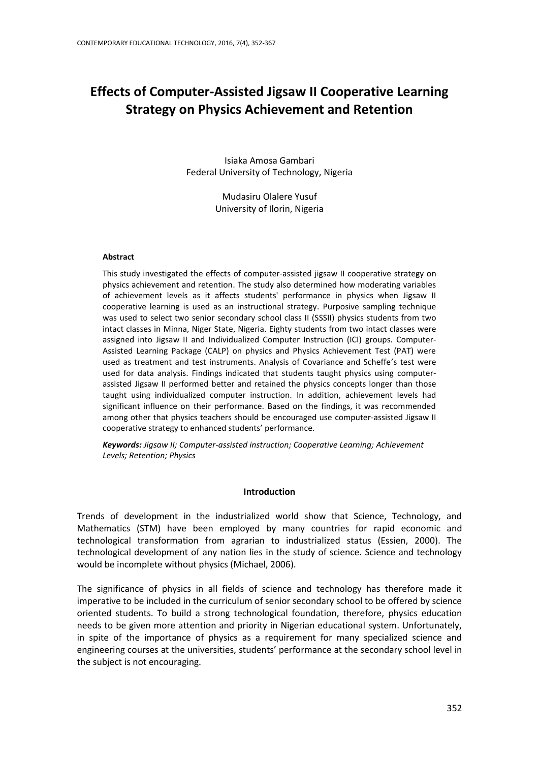# Effects of Computer-Assisted Jigsaw II Cooperative Learning Strategy on Physics Achievement and Retention

Isiaka Amosa Gambari
Federal University of Technology, Nigeria

Mudasiru Olalere Yusuf
University of Ilorin, Nigeria

### Abstract

This study investigated the effects of computer-assisted jigsaw II cooperative strategy on physics achievement and retention. The study also determined how moderating variables of achievement levels as it affects students' performance in physics when Jigsaw II cooperative learning is used as an instructional strategy. Purposive sampling technique was used to select two senior secondary school class II (SSSII) physics students from two intact classes in Minna, Niger State, Nigeria. Eighty students from two intact classes were assigned into Jigsaw II and Individualized Computer Instruction (ICI) groups. Computer-Assisted Learning Package (CALP) on physics and Physics Achievement Test (PAT) were used as treatment and test instruments. Analysis of Covariance and Scheffe's test were used for data analysis. Findings indicated that students taught physics using computer-assisted Jigsaw II performed better and retained the physics concepts longer than those taught using individualized computer instruction. In addition, achievement levels had significant influence on their performance. Based on the findings, it was recommended among other that physics teachers should be encouraged use computer-assisted Jigsaw II cooperative strategy to enhanced students' performance.

***Keywords:*** *Jigsaw II; Computer-assisted instruction; Cooperative Learning; Achievement Levels; Retention; Physics*

## Introduction

Trends of development in the industrialized world show that Science, Technology, and Mathematics (STM) have been employed by many countries for rapid economic and technological transformation from agrarian to industrialized status (Essien, 2000). The technological development of any nation lies in the study of science. Science and technology would be incomplete without physics (Michael, 2006).

The significance of physics in all fields of science and technology has therefore made it imperative to be included in the curriculum of senior secondary school to be offered by science oriented students. To build a strong technological foundation, therefore, physics education needs to be given more attention and priority in Nigerian educational system. Unfortunately, in spite of the importance of physics as a requirement for many specialized science and engineering courses at the universities, students' performance at the secondary school level in the subject is not encouraging.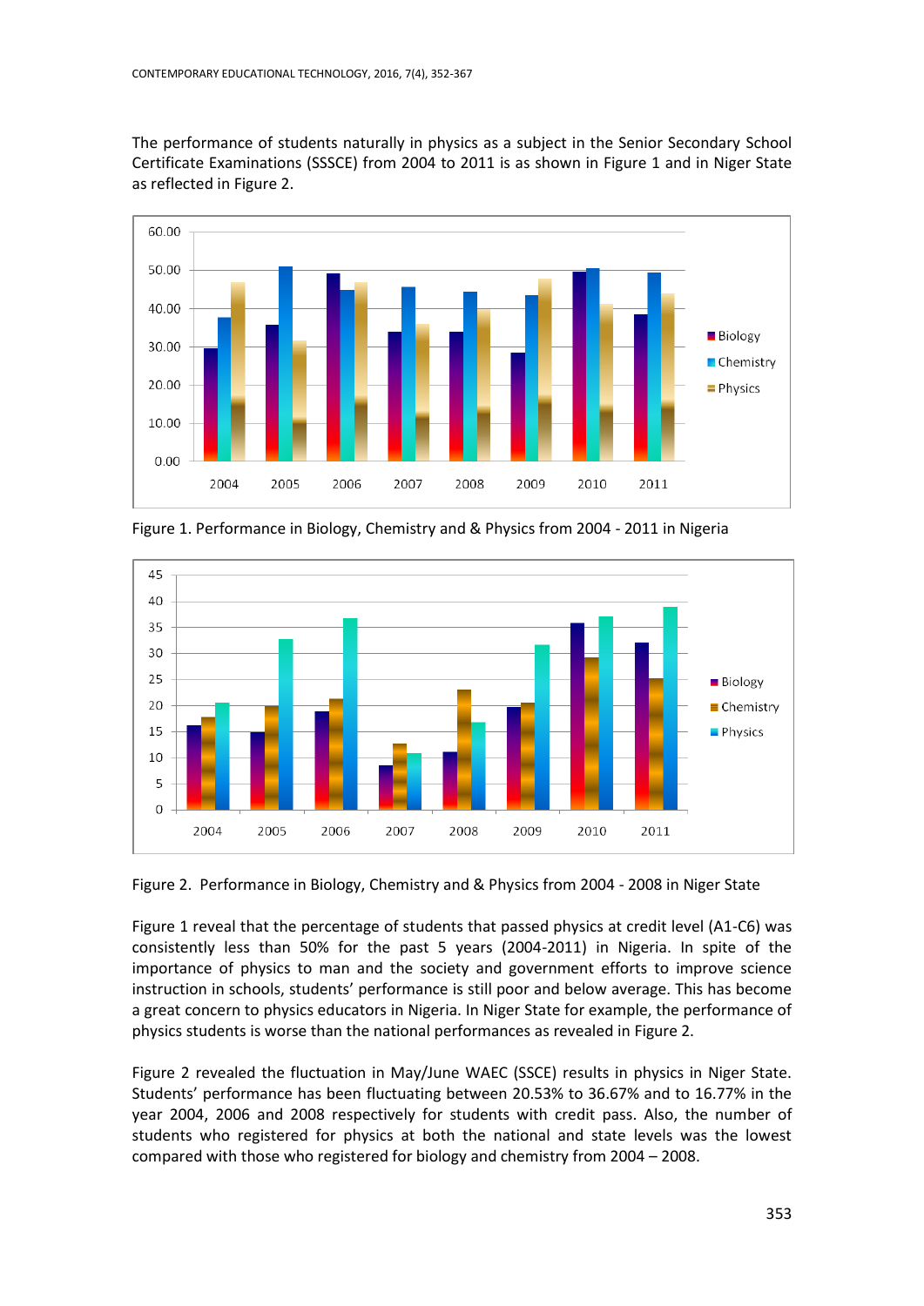The performance of students naturally in physics as a subject in the Senior Secondary School Certificate Examinations (SSSCE) from 2004 to 2011 is as shown in Figure 1 and in Niger State as reflected in Figure 2.

Figure 1. Performance in Biology, Chemistry and & Physics from 2004 - 2011 in Nigeria

Figure 2. Performance in Biology, Chemistry and & Physics from 2004 - 2008 in Niger State

Figure 1 reveal that the percentage of students that passed physics at credit level (A1-C6) was consistently less than 50% for the past 5 years (2004-2011) in Nigeria. In spite of the importance of physics to man and the society and government efforts to improve science instruction in schools, students' performance is still poor and below average. This has become a great concern to physics educators in Nigeria. In Niger State for example, the performance of physics students is worse than the national performances as revealed in Figure 2.

Figure 2 revealed the fluctuation in May/June WAEC (SSCE) results in physics in Niger State. Students' performance has been fluctuating between 20.53% to 36.67% and to 16.77% in the year 2004, 2006 and 2008 respectively for students with credit pass. Also, the number of students who registered for physics at both the national and state levels was the lowest compared with those who registered for biology and chemistry from 2004 – 2008.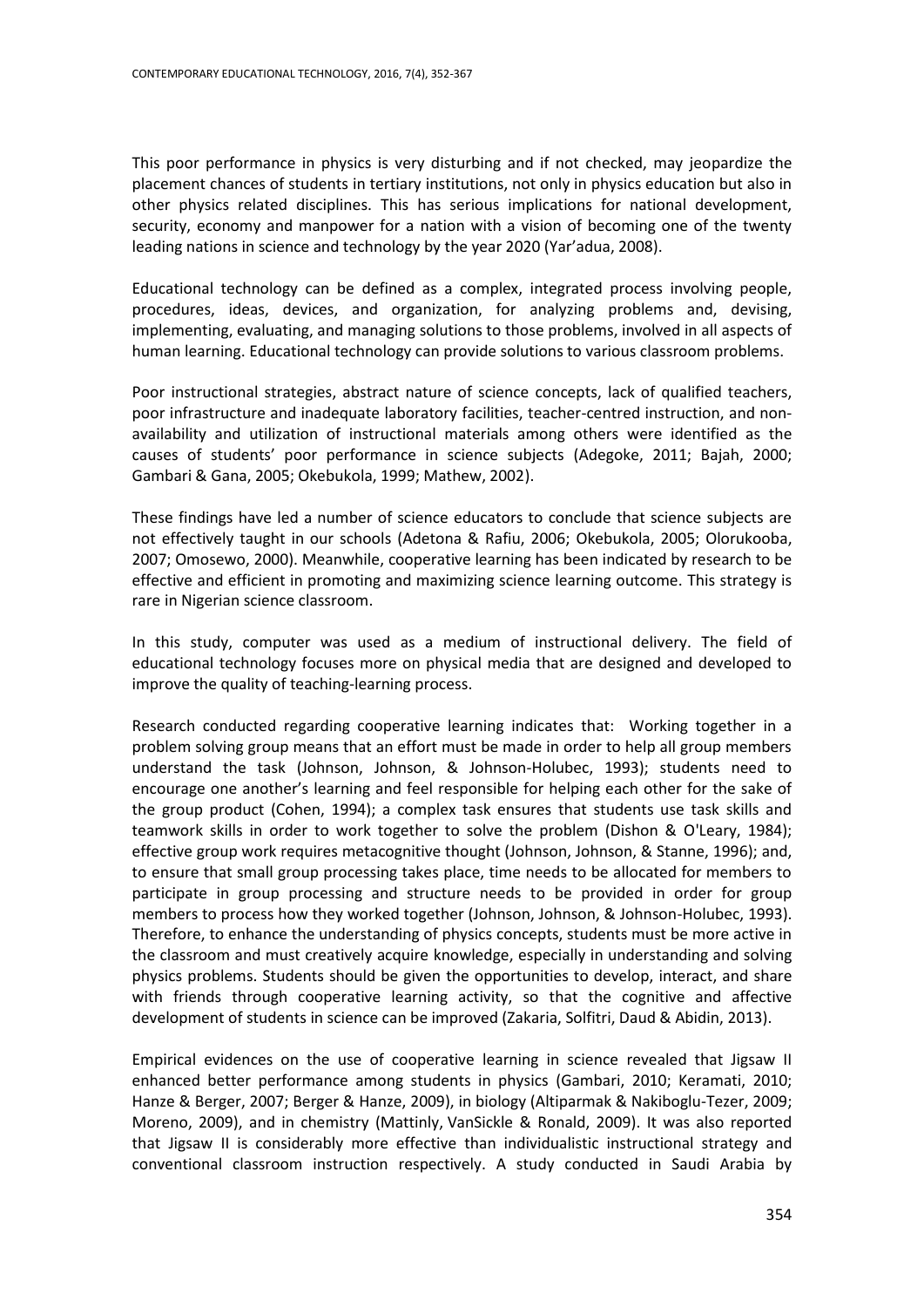This poor performance in physics is very disturbing and if not checked, may jeopardize the placement chances of students in tertiary institutions, not only in physics education but also in other physics related disciplines. This has serious implications for national development, security, economy and manpower for a nation with a vision of becoming one of the twenty leading nations in science and technology by the year 2020 (Yar'adua, 2008).

Educational technology can be defined as a complex, integrated process involving people, procedures, ideas, devices, and organization, for analyzing problems and, devising, implementing, evaluating, and managing solutions to those problems, involved in all aspects of human learning. Educational technology can provide solutions to various classroom problems.

Poor instructional strategies, abstract nature of science concepts, lack of qualified teachers, poor infrastructure and inadequate laboratory facilities, teacher-centred instruction, and non-availability and utilization of instructional materials among others were identified as the causes of students' poor performance in science subjects (Adegoke, 2011; Bajah, 2000; Gambari & Gana, 2005; Okebukola, 1999; Mathew, 2002).

These findings have led a number of science educators to conclude that science subjects are not effectively taught in our schools (Adetona & Rafiu, 2006; Okebukola, 2005; Olorukooba, 2007; Omosewo, 2000). Meanwhile, cooperative learning has been indicated by research to be effective and efficient in promoting and maximizing science learning outcome. This strategy is rare in Nigerian science classroom.

In this study, computer was used as a medium of instructional delivery. The field of educational technology focuses more on physical media that are designed and developed to improve the quality of teaching-learning process.

Research conducted regarding cooperative learning indicates that: Working together in a problem solving group means that an effort must be made in order to help all group members understand the task (Johnson, Johnson, & Johnson-Holubec, 1993); students need to encourage one another's learning and feel responsible for helping each other for the sake of the group product (Cohen, 1994); a complex task ensures that students use task skills and teamwork skills in order to work together to solve the problem (Dishon & O'Leary, 1984); effective group work requires metacognitive thought (Johnson, Johnson, & Stanne, 1996); and, to ensure that small group processing takes place, time needs to be allocated for members to participate in group processing and structure needs to be provided in order for group members to process how they worked together (Johnson, Johnson, & Johnson-Holubec, 1993). Therefore, to enhance the understanding of physics concepts, students must be more active in the classroom and must creatively acquire knowledge, especially in understanding and solving physics problems. Students should be given the opportunities to develop, interact, and share with friends through cooperative learning activity, so that the cognitive and affective development of students in science can be improved (Zakaria, Solfitri, Daud & Abidin, 2013).

Empirical evidences on the use of cooperative learning in science revealed that Jigsaw II enhanced better performance among students in physics (Gambari, 2010; Keramati, 2010; Hanze & Berger, 2007; Berger & Hanze, 2009), in biology (Altiparmak & Nakiboglu-Tezer, 2009; Moreno, 2009), and in chemistry (Mattinly, VanSickle & Ronald, 2009). It was also reported that Jigsaw II is considerably more effective than individualistic instructional strategy and conventional classroom instruction respectively. A study conducted in Saudi Arabia by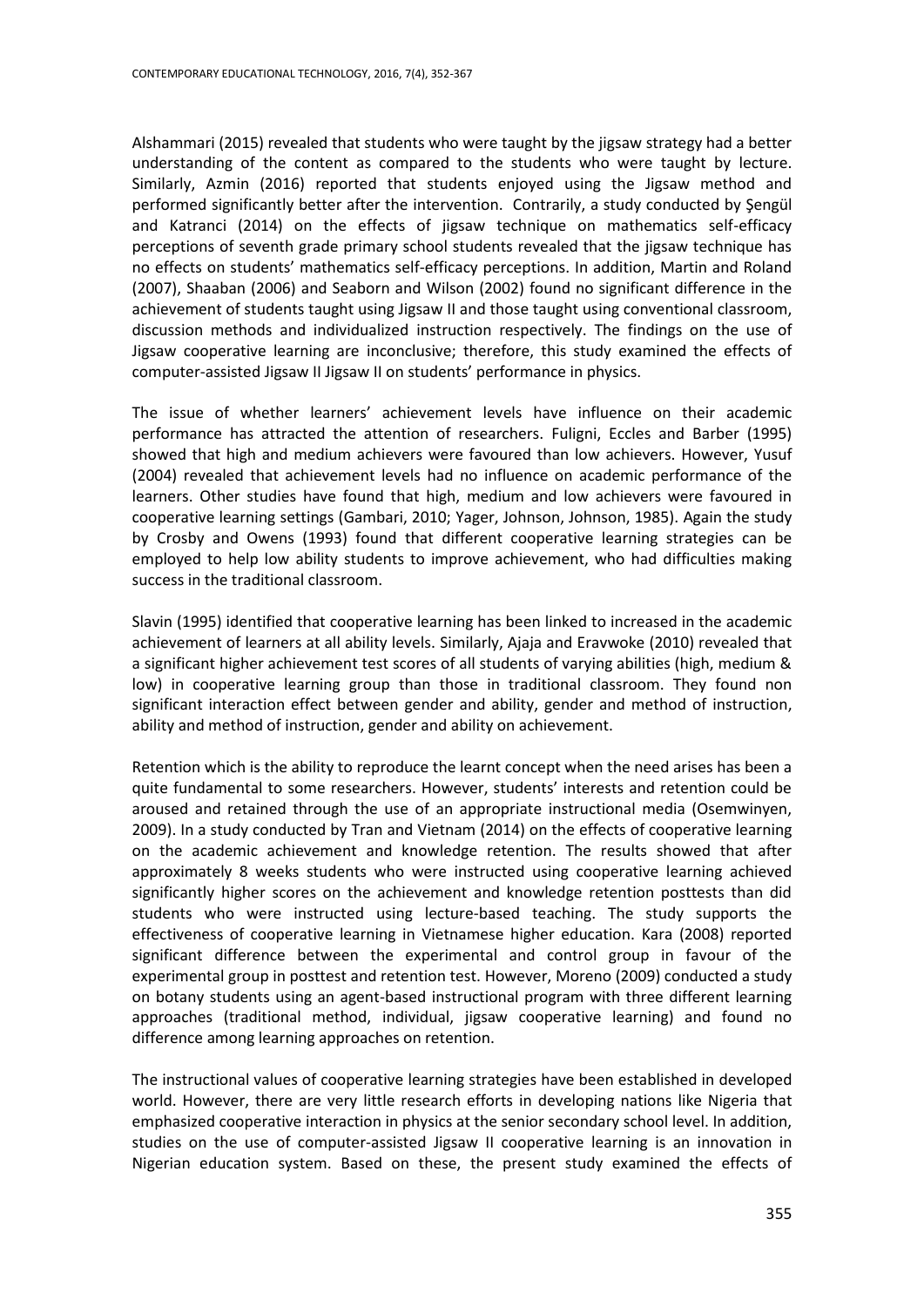Alshammari (2015) revealed that students who were taught by the jigsaw strategy had a better understanding of the content as compared to the students who were taught by lecture. Similarly, Azmin (2016) reported that students enjoyed using the Jigsaw method and performed significantly better after the intervention. Contrarily, a study conducted by Şengül and Katranci (2014) on the effects of jigsaw technique on mathematics self-efficacy perceptions of seventh grade primary school students revealed that the jigsaw technique has no effects on students' mathematics self-efficacy perceptions. In addition, Martin and Roland (2007), Shaaban (2006) and Seaborn and Wilson (2002) found no significant difference in the achievement of students taught using Jigsaw II and those taught using conventional classroom, discussion methods and individualized instruction respectively. The findings on the use of Jigsaw cooperative learning are inconclusive; therefore, this study examined the effects of computer-assisted Jigsaw II Jigsaw II on students' performance in physics.

The issue of whether learners' achievement levels have influence on their academic performance has attracted the attention of researchers. Fuligni, Eccles and Barber (1995) showed that high and medium achievers were favoured than low achievers. However, Yusuf (2004) revealed that achievement levels had no influence on academic performance of the learners. Other studies have found that high, medium and low achievers were favoured in cooperative learning settings (Gambari, 2010; Yager, Johnson, Johnson, 1985). Again the study by Crosby and Owens (1993) found that different cooperative learning strategies can be employed to help low ability students to improve achievement, who had difficulties making success in the traditional classroom.

Slavin (1995) identified that cooperative learning has been linked to increased in the academic achievement of learners at all ability levels. Similarly, Ajaja and Eravwoke (2010) revealed that a significant higher achievement test scores of all students of varying abilities (high, medium & low) in cooperative learning group than those in traditional classroom. They found non significant interaction effect between gender and ability, gender and method of instruction, ability and method of instruction, gender and ability on achievement.

Retention which is the ability to reproduce the learnt concept when the need arises has been a quite fundamental to some researchers. However, students' interests and retention could be aroused and retained through the use of an appropriate instructional media (Osemwinyen, 2009). In a study conducted by Tran and Vietnam (2014) on the effects of cooperative learning on the academic achievement and knowledge retention. The results showed that after approximately 8 weeks students who were instructed using cooperative learning achieved significantly higher scores on the achievement and knowledge retention posttests than did students who were instructed using lecture-based teaching. The study supports the effectiveness of cooperative learning in Vietnamese higher education. Kara (2008) reported significant difference between the experimental and control group in favour of the experimental group in posttest and retention test. However, Moreno (2009) conducted a study on botany students using an agent-based instructional program with three different learning approaches (traditional method, individual, jigsaw cooperative learning) and found no difference among learning approaches on retention.

The instructional values of cooperative learning strategies have been established in developed world. However, there are very little research efforts in developing nations like Nigeria that emphasized cooperative interaction in physics at the senior secondary school level. In addition, studies on the use of computer-assisted Jigsaw II cooperative learning is an innovation in Nigerian education system. Based on these, the present study examined the effects of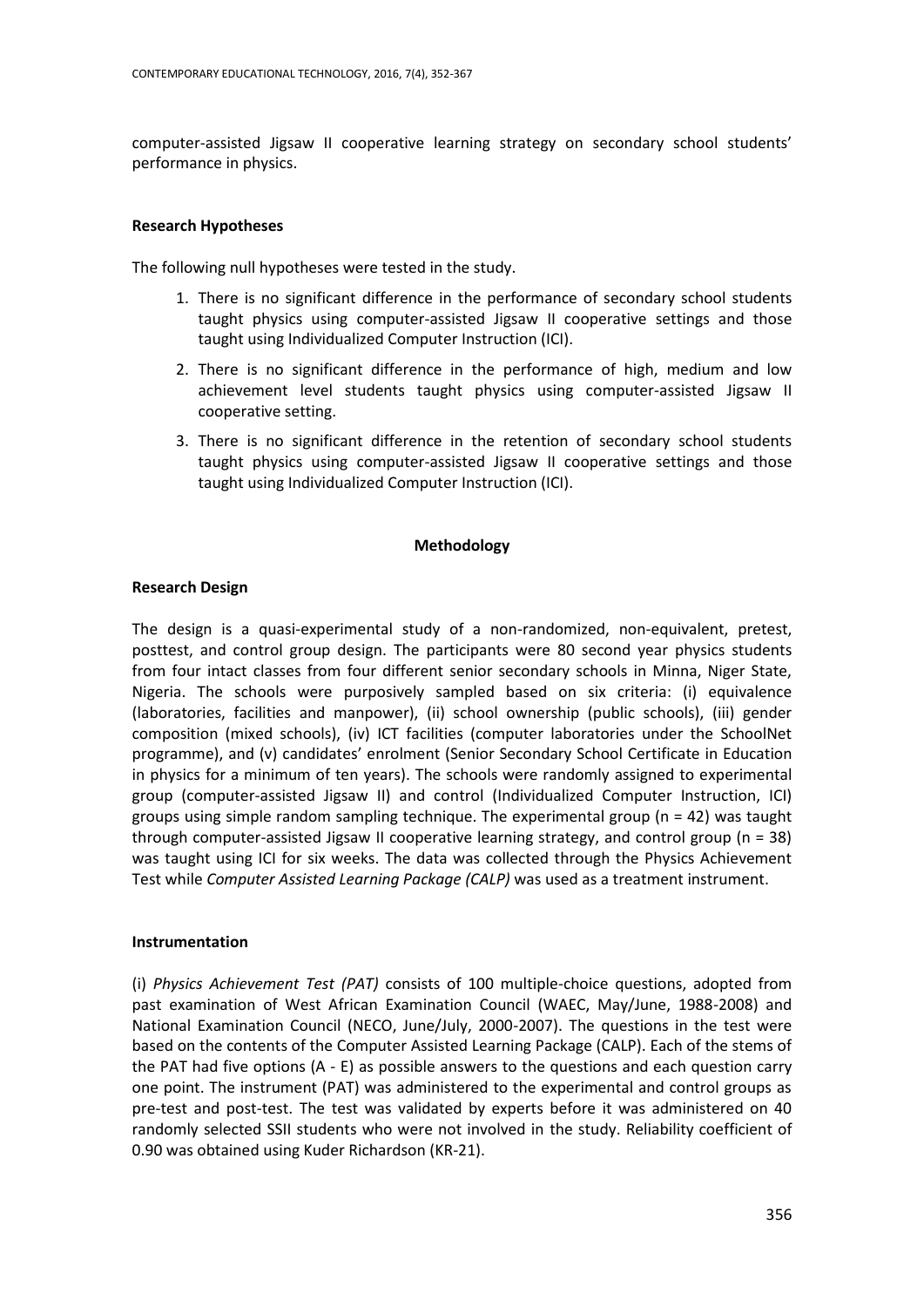computer-assisted Jigsaw II cooperative learning strategy on secondary school students' performance in physics.

### Research Hypotheses

The following null hypotheses were tested in the study.

1. There is no significant difference in the performance of secondary school students taught physics using computer-assisted Jigsaw II cooperative settings and those taught using Individualized Computer Instruction (ICI).
2. There is no significant difference in the performance of high, medium and low achievement level students taught physics using computer-assisted Jigsaw II cooperative setting.
3. There is no significant difference in the retention of secondary school students taught physics using computer-assisted Jigsaw II cooperative settings and those taught using Individualized Computer Instruction (ICI).

## Methodology

### Research Design

The design is a quasi-experimental study of a non-randomized, non-equivalent, pretest, posttest, and control group design. The participants were 80 second year physics students from four intact classes from four different senior secondary schools in Minna, Niger State, Nigeria. The schools were purposively sampled based on six criteria: (i) equivalence (laboratories, facilities and manpower), (ii) school ownership (public schools), (iii) gender composition (mixed schools), (iv) ICT facilities (computer laboratories under the SchoolNet programme), and (v) candidates' enrolment (Senior Secondary School Certificate in Education in physics for a minimum of ten years). The schools were randomly assigned to experimental group (computer-assisted Jigsaw II) and control (Individualized Computer Instruction, ICI) groups using simple random sampling technique. The experimental group (n = 42) was taught through computer-assisted Jigsaw II cooperative learning strategy, and control group (n = 38) was taught using ICI for six weeks. The data was collected through the Physics Achievement Test while *Computer Assisted Learning Package (CALP)* was used as a treatment instrument.

### Instrumentation

(i) *Physics Achievement Test (PAT)* consists of 100 multiple-choice questions, adopted from past examination of West African Examination Council (WAEC, May/June, 1988-2008) and National Examination Council (NECO, June/July, 2000-2007). The questions in the test were based on the contents of the Computer Assisted Learning Package (CALP). Each of the stems of the PAT had five options (A - E) as possible answers to the questions and each question carry one point. The instrument (PAT) was administered to the experimental and control groups as pre-test and post-test. The test was validated by experts before it was administered on 40 randomly selected SSII students who were not involved in the study. Reliability coefficient of 0.90 was obtained using Kuder Richardson (KR-21).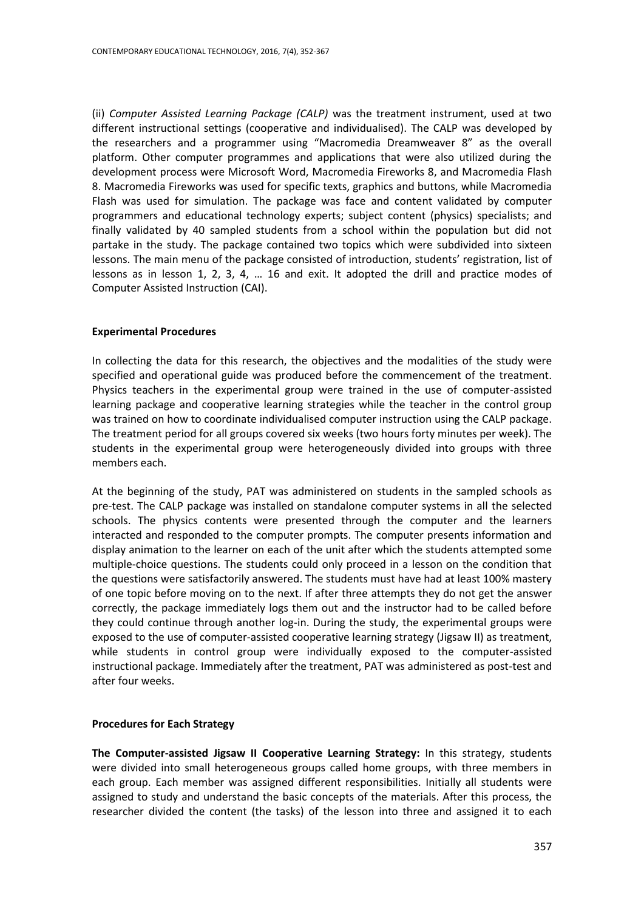(ii) *Computer Assisted Learning Package (CALP)* was the treatment instrument, used at two different instructional settings (cooperative and individualised). The CALP was developed by the researchers and a programmer using "Macromedia Dreamweaver 8" as the overall platform. Other computer programmes and applications that were also utilized during the development process were Microsoft Word, Macromedia Fireworks 8, and Macromedia Flash 8. Macromedia Fireworks was used for specific texts, graphics and buttons, while Macromedia Flash was used for simulation. The package was face and content validated by computer programmers and educational technology experts; subject content (physics) specialists; and finally validated by 40 sampled students from a school within the population but did not partake in the study. The package contained two topics which were subdivided into sixteen lessons. The main menu of the package consisted of introduction, students' registration, list of lessons as in lesson 1, 2, 3, 4, … 16 and exit. It adopted the drill and practice modes of Computer Assisted Instruction (CAI).

**Experimental Procedures**

In collecting the data for this research, the objectives and the modalities of the study were specified and operational guide was produced before the commencement of the treatment. Physics teachers in the experimental group were trained in the use of computer-assisted learning package and cooperative learning strategies while the teacher in the control group was trained on how to coordinate individualised computer instruction using the CALP package. The treatment period for all groups covered six weeks (two hours forty minutes per week). The students in the experimental group were heterogeneously divided into groups with three members each.

At the beginning of the study, PAT was administered on students in the sampled schools as pre-test. The CALP package was installed on standalone computer systems in all the selected schools. The physics contents were presented through the computer and the learners interacted and responded to the computer prompts. The computer presents information and display animation to the learner on each of the unit after which the students attempted some multiple-choice questions. The students could only proceed in a lesson on the condition that the questions were satisfactorily answered. The students must have had at least 100% mastery of one topic before moving on to the next. If after three attempts they do not get the answer correctly, the package immediately logs them out and the instructor had to be called before they could continue through another log-in. During the study, the experimental groups were exposed to the use of computer-assisted cooperative learning strategy (Jigsaw II) as treatment, while students in control group were individually exposed to the computer-assisted instructional package. Immediately after the treatment, PAT was administered as post-test and after four weeks.

**Procedures for Each Strategy**

**The Computer-assisted Jigsaw II Cooperative Learning Strategy:** In this strategy, students were divided into small heterogeneous groups called home groups, with three members in each group. Each member was assigned different responsibilities. Initially all students were assigned to study and understand the basic concepts of the materials. After this process, the researcher divided the content (the tasks) of the lesson into three and assigned it to each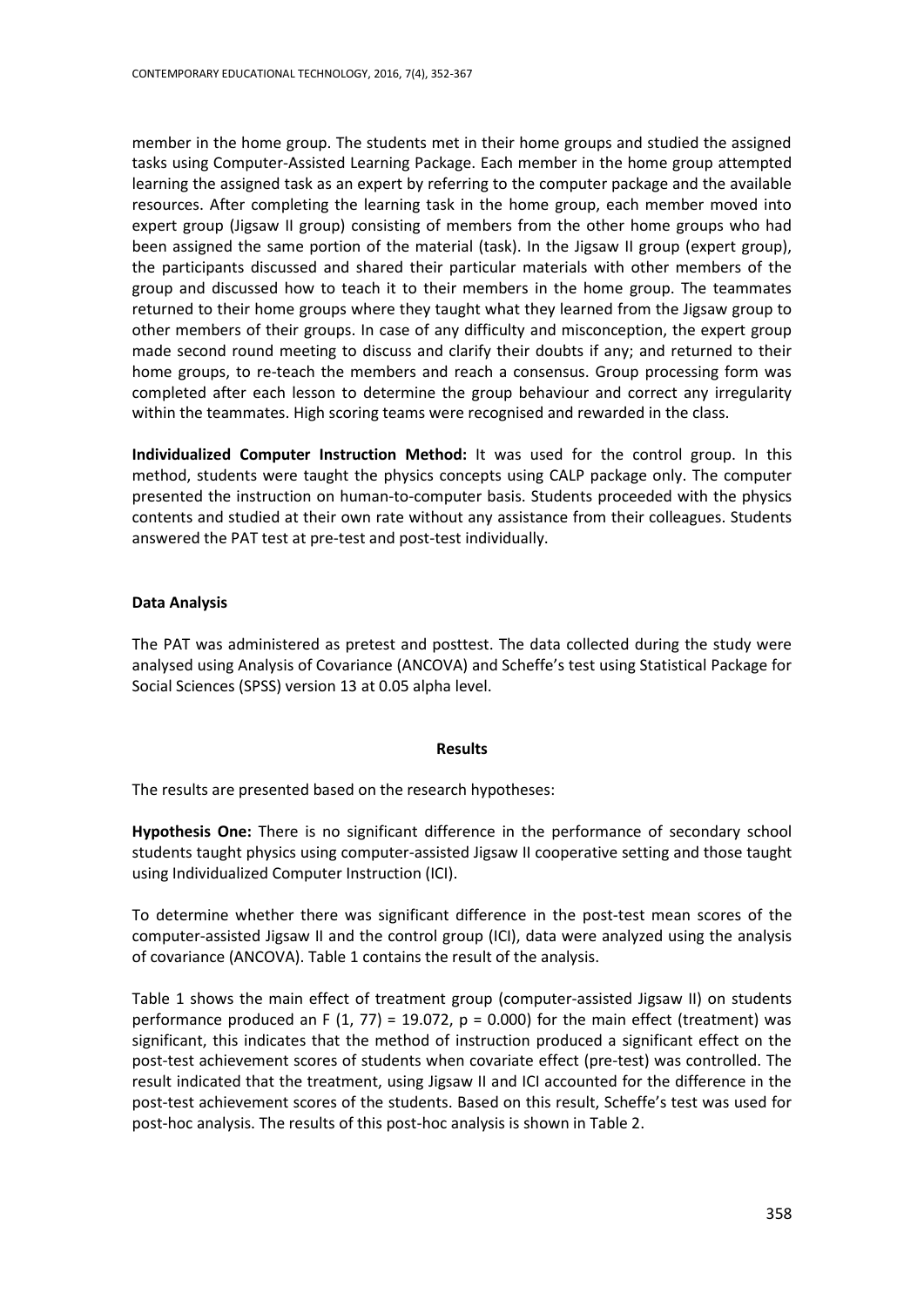member in the home group. The students met in their home groups and studied the assigned tasks using Computer-Assisted Learning Package. Each member in the home group attempted learning the assigned task as an expert by referring to the computer package and the available resources. After completing the learning task in the home group, each member moved into expert group (Jigsaw II group) consisting of members from the other home groups who had been assigned the same portion of the material (task). In the Jigsaw II group (expert group), the participants discussed and shared their particular materials with other members of the group and discussed how to teach it to their members in the home group. The teammates returned to their home groups where they taught what they learned from the Jigsaw group to other members of their groups. In case of any difficulty and misconception, the expert group made second round meeting to discuss and clarify their doubts if any; and returned to their home groups, to re-teach the members and reach a consensus. Group processing form was completed after each lesson to determine the group behaviour and correct any irregularity within the teammates. High scoring teams were recognised and rewarded in the class.

**Individualized Computer Instruction Method:** It was used for the control group. In this method, students were taught the physics concepts using CALP package only. The computer presented the instruction on human-to-computer basis. Students proceeded with the physics contents and studied at their own rate without any assistance from their colleagues. Students answered the PAT test at pre-test and post-test individually.

### Data Analysis

The PAT was administered as pretest and posttest. The data collected during the study were analysed using Analysis of Covariance (ANCOVA) and Scheffe's test using Statistical Package for Social Sciences (SPSS) version 13 at 0.05 alpha level.

## Results

The results are presented based on the research hypotheses:

**Hypothesis One:** There is no significant difference in the performance of secondary school students taught physics using computer-assisted Jigsaw II cooperative setting and those taught using Individualized Computer Instruction (ICI).

To determine whether there was significant difference in the post-test mean scores of the computer-assisted Jigsaw II and the control group (ICI), data were analyzed using the analysis of covariance (ANCOVA). Table 1 contains the result of the analysis.

Table 1 shows the main effect of treatment group (computer-assisted Jigsaw II) on students performance produced an $F(1, 77) = 19.072$, $p = 0.000$) for the main effect (treatment) was significant, this indicates that the method of instruction produced a significant effect on the post-test achievement scores of students when covariate effect (pre-test) was controlled. The result indicated that the treatment, using Jigsaw II and ICI accounted for the difference in the post-test achievement scores of the students. Based on this result, Scheffe's test was used for post-hoc analysis. The results of this post-hoc analysis is shown in Table 2.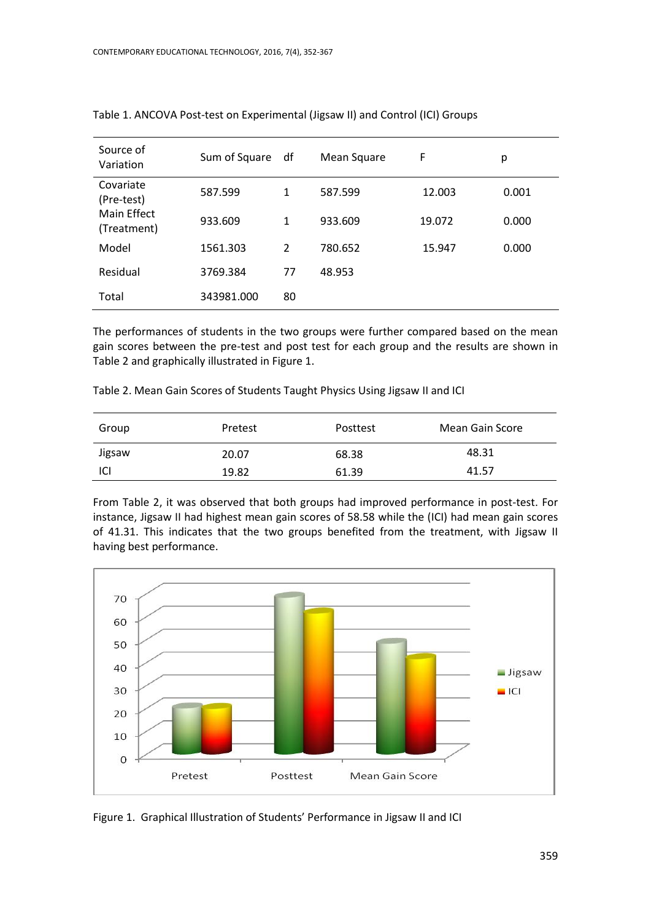Table 1. ANCOVA Post-test on Experimental (Jigsaw II) and Control (ICI) Groups

| Source of Variation | Sum of Square | df | Mean Square | F | p |
|---|---|---|---|---|---|
| Covariate (Pre-test) | 587.599 | 1 | 587.599 | 12.003 | 0.001 |
| Main Effect (Treatment) | 933.609 | 1 | 933.609 | 19.072 | 0.000 |
| Model | 1561.303 | 2 | 780.652 | 15.947 | 0.000 |
| Residual | 3769.384 | 77 | 48.953 | | |
| Total | 343981.000 | 80 | | | |

The performances of students in the two groups were further compared based on the mean gain scores between the pre-test and post test for each group and the results are shown in Table 2 and graphically illustrated in Figure 1.

Table 2. Mean Gain Scores of Students Taught Physics Using Jigsaw II and ICI

| Group | Pretest | Posttest | Mean Gain Score |
|---|---|---|---|
| Jigsaw | 20.07 | 68.38 | 48.31 |
| ICI | 19.82 | 61.39 | 41.57 |

From Table 2, it was observed that both groups had improved performance in post-test. For instance, Jigsaw II had highest mean gain scores of 58.58 while the (ICI) had mean gain scores of 41.31. This indicates that the two groups benefited from the treatment, with Jigsaw II having best performance.

Figure 1. Graphical Illustration of Students' Performance in Jigsaw II and ICI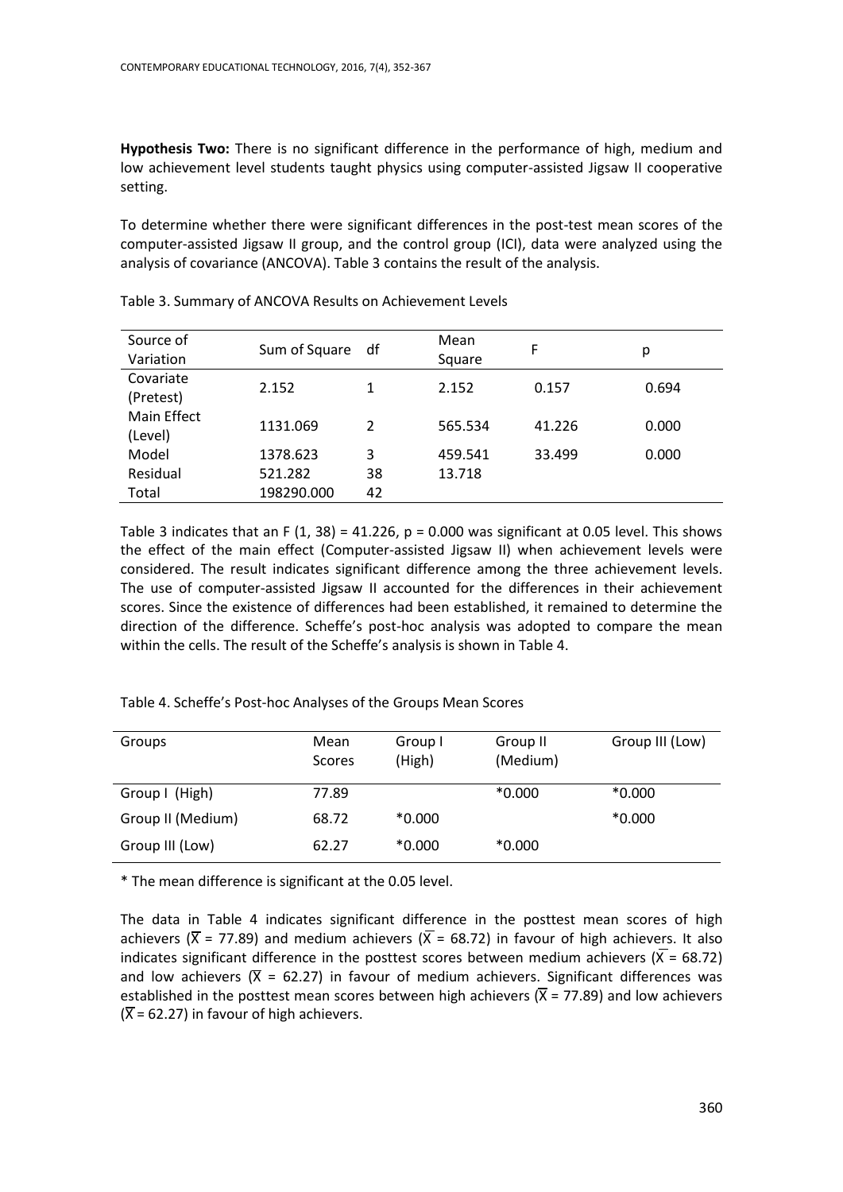**Hypothesis Two:** There is no significant difference in the performance of high, medium and low achievement level students taught physics using computer-assisted Jigsaw II cooperative setting.

To determine whether there were significant differences in the post-test mean scores of the computer-assisted Jigsaw II group, and the control group (ICI), data were analyzed using the analysis of covariance (ANCOVA). Table 3 contains the result of the analysis.

Table 3. Summary of ANCOVA Results on Achievement Levels

| Source of Variation | Sum of Square | df | Mean Square | F | p |
|---|---|---|---|---|---|
| Covariate (Pretest) | 2.152 | 1 | 2.152 | 0.157 | 0.694 |
| Main Effect (Level) | 1131.069 | 2 | 565.534 | 41.226 | 0.000 |
| Model | 1378.623 | 3 | 459.541 | 33.499 | 0.000 |
| Residual | 521.282 | 38 | 13.718 | | |
| Total | 198290.000 | 42 | | | |

Table 3 indicates that an $F (1, 38) = 41.226$, $p = 0.000$ was significant at 0.05 level. This shows the effect of the main effect (Computer-assisted Jigsaw II) when achievement levels were considered. The result indicates significant difference among the three achievement levels. The use of computer-assisted Jigsaw II accounted for the differences in their achievement scores. Since the existence of differences had been established, it remained to determine the direction of the difference. Scheffe's post-hoc analysis was adopted to compare the mean within the cells. The result of the Scheffe's analysis is shown in Table 4.

Table 4. Scheffe's Post-hoc Analyses of the Groups Mean Scores

| Groups | Mean Scores | Group I (High) | Group II (Medium) | Group III (Low) |
|---|---|---|---|---|
| Group I (High) | 77.89 | | *0.000 | *0.000 |
| Group II (Medium) | 68.72 | *0.000 | | *0.000 |
| Group III (Low) | 62.27 | *0.000 | *0.000 | |

* The mean difference is significant at the 0.05 level.

The data in Table 4 indicates significant difference in the posttest mean scores of high achievers ($\overline{X} = 77.89$) and medium achievers ($\overline{X} = 68.72$) in favour of high achievers. It also indicates significant difference in the posttest scores between medium achievers ($\overline{X} = 68.72$) and low achievers ($\overline{X} = 62.27$) in favour of medium achievers. Significant differences was established in the posttest mean scores between high achievers ($\overline{X} = 77.89$) and low achievers ($\overline{X} = 62.27$) in favour of high achievers.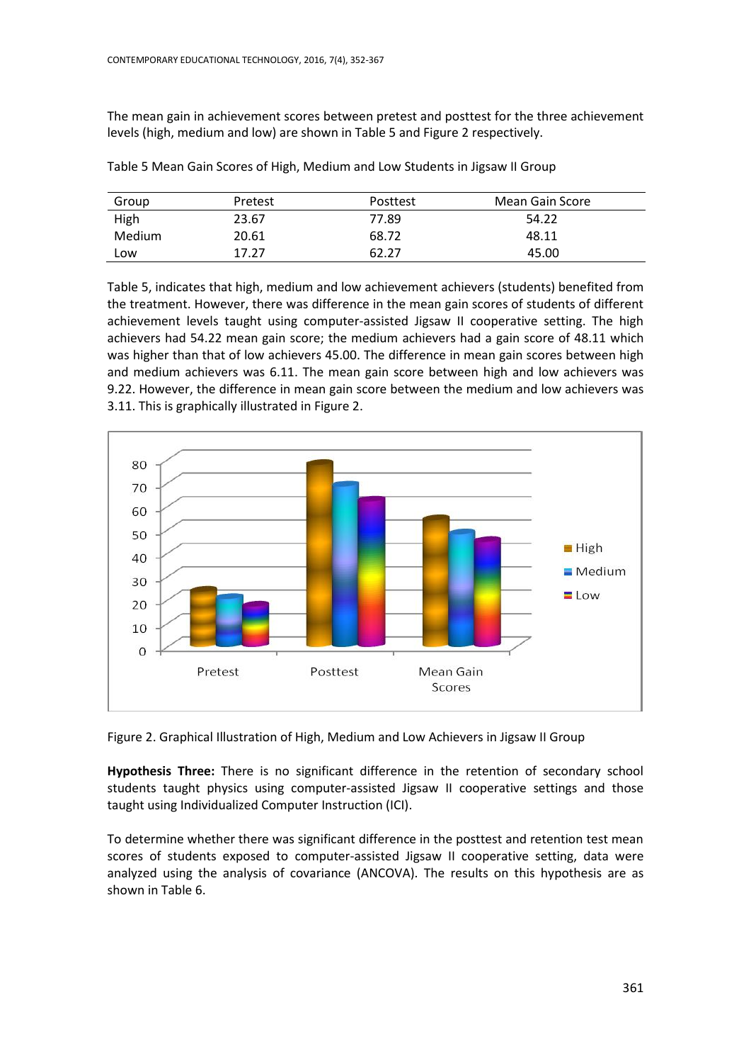The mean gain in achievement scores between pretest and posttest for the three achievement levels (high, medium and low) are shown in Table 5 and Figure 2 respectively.

Table 5 Mean Gain Scores of High, Medium and Low Students in Jigsaw II Group

| Group | Pretest | Posttest | Mean Gain Score |
|---|---|---|---|
| High | 23.67 | 77.89 | 54.22 |
| Medium | 20.61 | 68.72 | 48.11 |
| Low | 17.27 | 62.27 | 45.00 |

Table 5, indicates that high, medium and low achievement achievers (students) benefited from the treatment. However, there was difference in the mean gain scores of students of different achievement levels taught using computer-assisted Jigsaw II cooperative setting. The high achievers had 54.22 mean gain score; the medium achievers had a gain score of 48.11 which was higher than that of low achievers 45.00. The difference in mean gain scores between high and medium achievers was 6.11. The mean gain score between high and low achievers was 9.22. However, the difference in mean gain score between the medium and low achievers was 3.11. This is graphically illustrated in Figure 2.

Figure 2. Graphical Illustration of High, Medium and Low Achievers in Jigsaw II Group

**Hypothesis Three:** There is no significant difference in the retention of secondary school students taught physics using computer-assisted Jigsaw II cooperative settings and those taught using Individualized Computer Instruction (ICI).

To determine whether there was significant difference in the posttest and retention test mean scores of students exposed to computer-assisted Jigsaw II cooperative setting, data were analyzed using the analysis of covariance (ANCOVA). The results on this hypothesis are as shown in Table 6.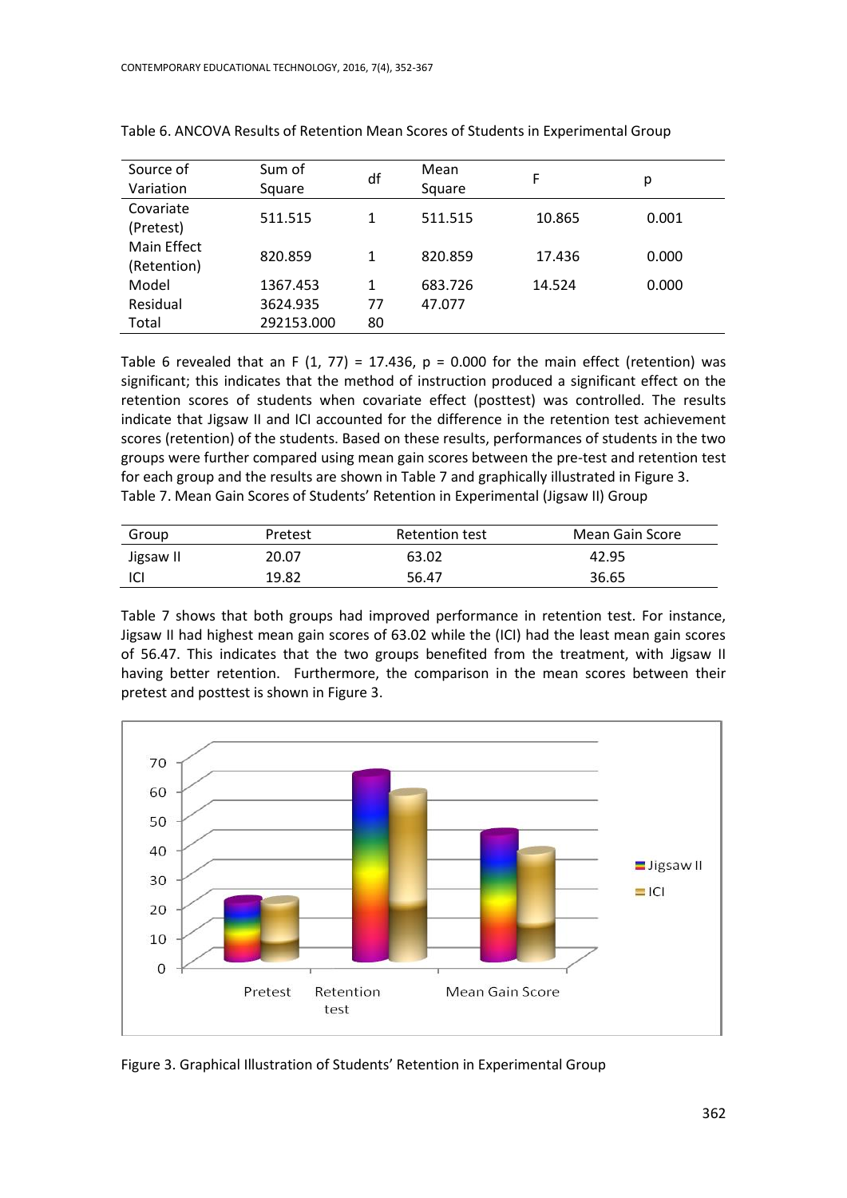Table 6. ANCOVA Results of Retention Mean Scores of Students in Experimental Group

| Source of Variation | Sum of Square | df | Mean Square | F | p |
|---|---|---|---|---|---|
| Covariate (Pretest) | 511.515 | 1 | 511.515 | 10.865 | 0.001 |
| Main Effect (Retention) | 820.859 | 1 | 820.859 | 17.436 | 0.000 |
| Model | 1367.453 | 1 | 683.726 | 14.524 | 0.000 |
| Residual | 3624.935 | 77 | 47.077 | | |
| Total | 292153.000 | 80 | | | |

Table 6 revealed that an $F(1, 77) = 17.436$, $p = 0.000$ for the main effect (retention) was significant; this indicates that the method of instruction produced a significant effect on the retention scores of students when covariate effect (posttest) was controlled. The results indicate that Jigsaw II and ICI accounted for the difference in the retention test achievement scores (retention) of the students. Based on these results, performances of students in the two groups were further compared using mean gain scores between the pre-test and retention test for each group and the results are shown in Table 7 and graphically illustrated in Figure 3.

Table 7. Mean Gain Scores of Students' Retention in Experimental (Jigsaw II) Group

| Group | Pretest | Retention test | Mean Gain Score |
|---|---|---|---|
| Jigsaw II | 20.07 | 63.02 | 42.95 |
| ICI | 19.82 | 56.47 | 36.65 |

Table 7 shows that both groups had improved performance in retention test. For instance, Jigsaw II had highest mean gain scores of 63.02 while the (ICI) had the least mean gain scores of 56.47. This indicates that the two groups benefited from the treatment, with Jigsaw II having better retention. Furthermore, the comparison in the mean scores between their pretest and posttest is shown in Figure 3.

Figure 3. Graphical Illustration of Students' Retention in Experimental Group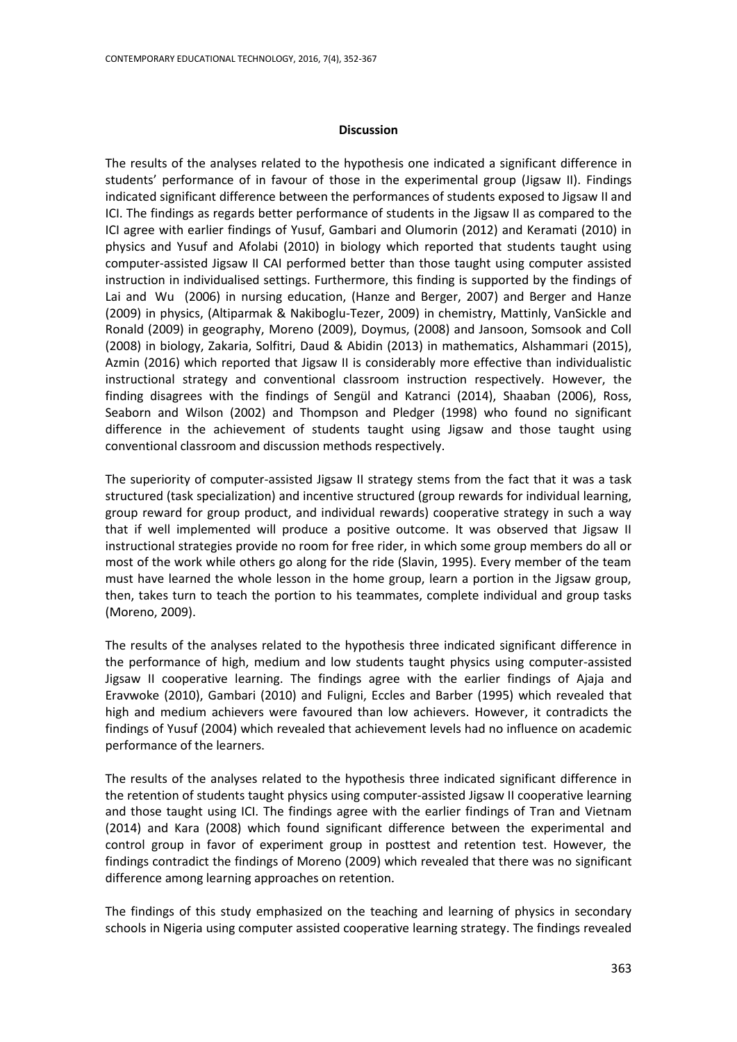## Discussion

The results of the analyses related to the hypothesis one indicated a significant difference in students' performance of in favour of those in the experimental group (Jigsaw II). Findings indicated significant difference between the performances of students exposed to Jigsaw II and ICI. The findings as regards better performance of students in the Jigsaw II as compared to the ICI agree with earlier findings of Yusuf, Gambari and Olumorin (2012) and Keramati (2010) in physics and Yusuf and Afolabi (2010) in biology which reported that students taught using computer-assisted Jigsaw II CAI performed better than those taught using computer assisted instruction in individualised settings. Furthermore, this finding is supported by the findings of Lai and Wu (2006) in nursing education, (Hanze and Berger, 2007) and Berger and Hanze (2009) in physics, (Altiparmak & Nakiboglu-Tezer, 2009) in chemistry, Mattinly, VanSickle and Ronald (2009) in geography, Moreno (2009), Doymus, (2008) and Jansoon, Somsook and Coll (2008) in biology, Zakaria, Solfitri, Daud & Abidin (2013) in mathematics, Alshammari (2015), Azmin (2016) which reported that Jigsaw II is considerably more effective than individualistic instructional strategy and conventional classroom instruction respectively. However, the finding disagrees with the findings of Sengül and Katranci (2014), Shaaban (2006), Ross, Seaborn and Wilson (2002) and Thompson and Pledger (1998) who found no significant difference in the achievement of students taught using Jigsaw and those taught using conventional classroom and discussion methods respectively.

The superiority of computer-assisted Jigsaw II strategy stems from the fact that it was a task structured (task specialization) and incentive structured (group rewards for individual learning, group reward for group product, and individual rewards) cooperative strategy in such a way that if well implemented will produce a positive outcome. It was observed that Jigsaw II instructional strategies provide no room for free rider, in which some group members do all or most of the work while others go along for the ride (Slavin, 1995). Every member of the team must have learned the whole lesson in the home group, learn a portion in the Jigsaw group, then, takes turn to teach the portion to his teammates, complete individual and group tasks (Moreno, 2009).

The results of the analyses related to the hypothesis three indicated significant difference in the performance of high, medium and low students taught physics using computer-assisted Jigsaw II cooperative learning. The findings agree with the earlier findings of Ajaja and Eravwoke (2010), Gambari (2010) and Fuligni, Eccles and Barber (1995) which revealed that high and medium achievers were favoured than low achievers. However, it contradicts the findings of Yusuf (2004) which revealed that achievement levels had no influence on academic performance of the learners.

The results of the analyses related to the hypothesis three indicated significant difference in the retention of students taught physics using computer-assisted Jigsaw II cooperative learning and those taught using ICI. The findings agree with the earlier findings of Tran and Vietnam (2014) and Kara (2008) which found significant difference between the experimental and control group in favor of experiment group in posttest and retention test. However, the findings contradict the findings of Moreno (2009) which revealed that there was no significant difference among learning approaches on retention.

The findings of this study emphasized on the teaching and learning of physics in secondary schools in Nigeria using computer assisted cooperative learning strategy. The findings revealed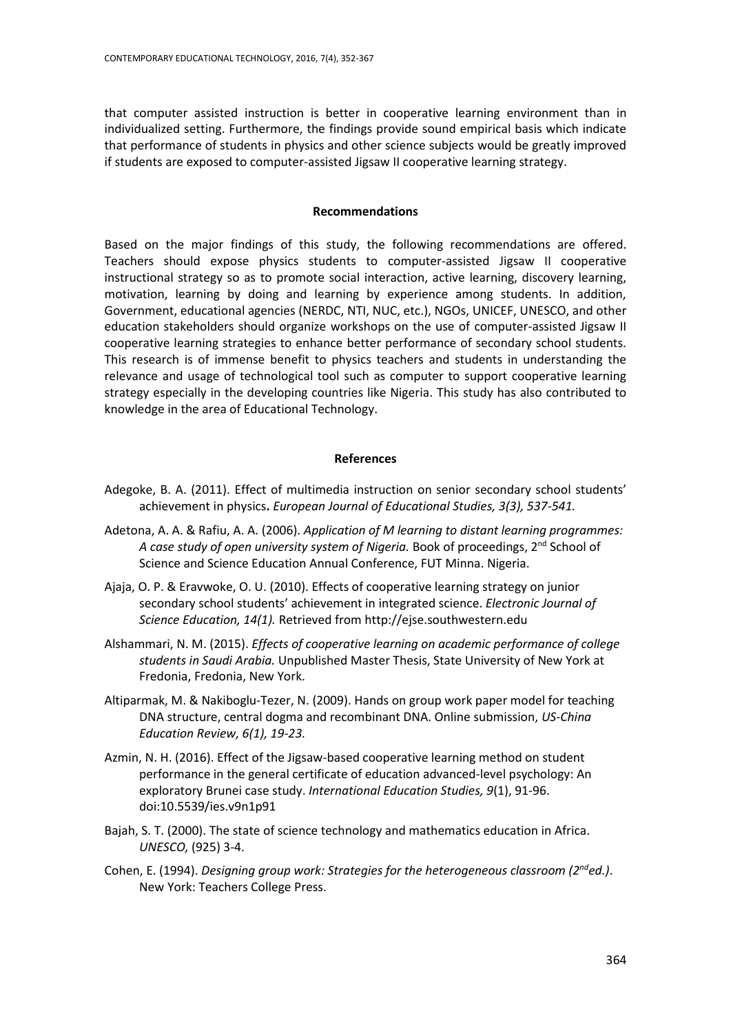that computer assisted instruction is better in cooperative learning environment than in individualized setting. Furthermore, the findings provide sound empirical basis which indicate that performance of students in physics and other science subjects would be greatly improved if students are exposed to computer-assisted Jigsaw II cooperative learning strategy.

## Recommendations

Based on the major findings of this study, the following recommendations are offered. Teachers should expose physics students to computer-assisted Jigsaw II cooperative instructional strategy so as to promote social interaction, active learning, discovery learning, motivation, learning by doing and learning by experience among students. In addition, Government, educational agencies (NERDC, NTI, NUC, etc.), NGOs, UNICEF, UNESCO, and other education stakeholders should organize workshops on the use of computer-assisted Jigsaw II cooperative learning strategies to enhance better performance of secondary school students. This research is of immense benefit to physics teachers and students in understanding the relevance and usage of technological tool such as computer to support cooperative learning strategy especially in the developing countries like Nigeria. This study has also contributed to knowledge in the area of Educational Technology.

## References

Adegoke, B. A. (2011). Effect of multimedia instruction on senior secondary school students' achievement in physics**.** *European Journal of Educational Studies, 3(3), 537-541.*

Adetona, A. A. & Rafiu, A. A. (2006). *Application of M learning to distant learning programmes: A case study of open university system of Nigeria.* Book of proceedings, 2nd School of Science and Science Education Annual Conference, FUT Minna. Nigeria.

Ajaja, O. P. & Eravwoke, O. U. (2010). Effects of cooperative learning strategy on junior secondary school students' achievement in integrated science. *Electronic Journal of Science Education, 14(1).* Retrieved from http://ejse.southwestern.edu

Alshammari, N. M. (2015). *Effects of cooperative learning on academic performance of college students in Saudi Arabia.* Unpublished Master Thesis, State University of New York at Fredonia, Fredonia, New York.

Altiparmak, M. & Nakiboglu-Tezer, N. (2009). Hands on group work paper model for teaching DNA structure, central dogma and recombinant DNA. Online submission, *US-China Education Review, 6(1), 19-23.*

Azmin, N. H. (2016). Effect of the Jigsaw-based cooperative learning method on student performance in the general certificate of education advanced-level psychology: An exploratory Brunei case study. *International Education Studies, 9*(1), 91-96. doi:10.5539/ies.v9n1p91

Bajah, S. T. (2000). The state of science technology and mathematics education in Africa. *UNESCO,* (925) 3-4.

Cohen, E. (1994). *Designing group work: Strategies for the heterogeneous classroom (2nd ed.)*. New York: Teachers College Press.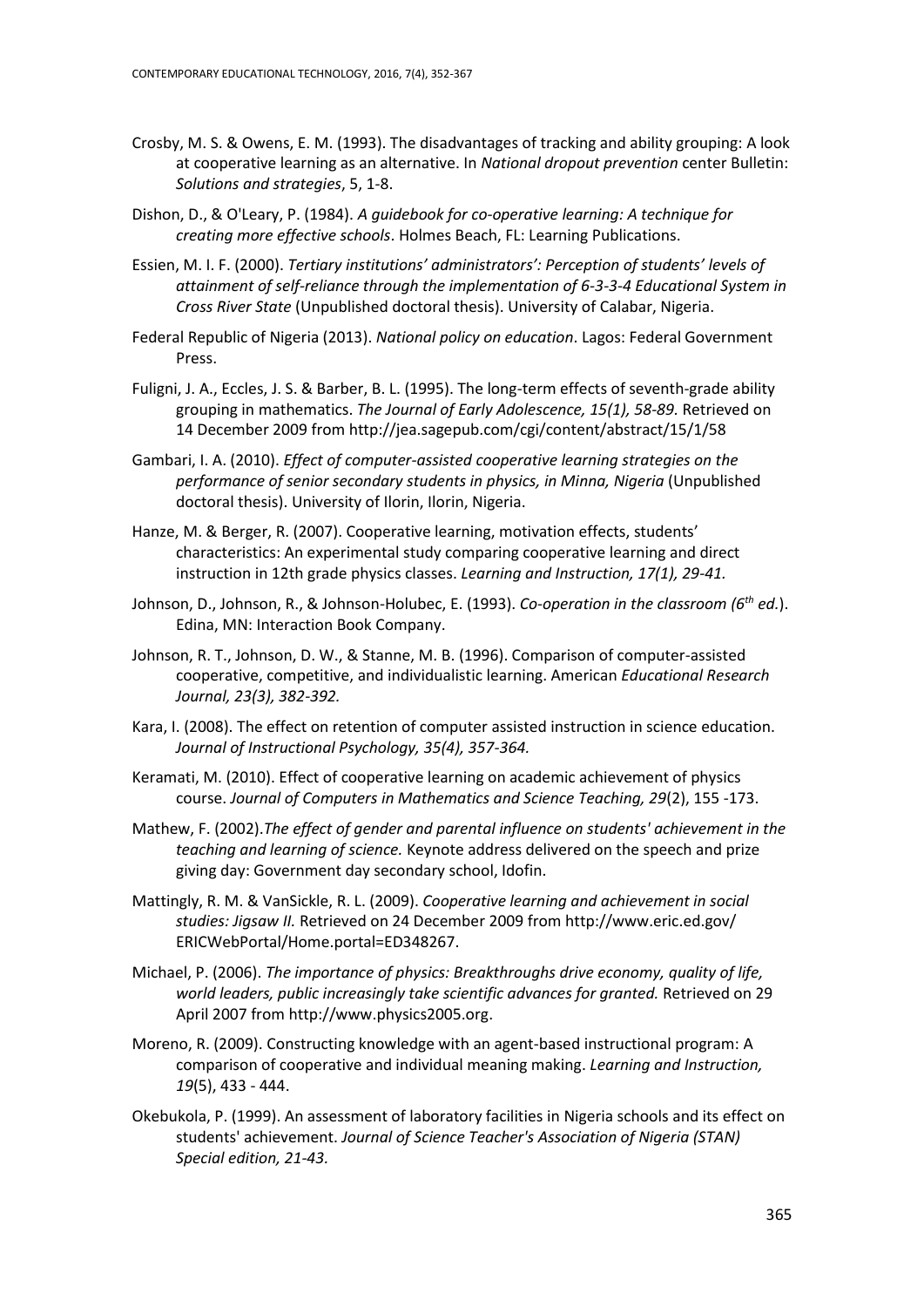Crosby, M. S. & Owens, E. M. (1993). The disadvantages of tracking and ability grouping: A look at cooperative learning as an alternative. In *National dropout prevention* center Bulletin: *Solutions and strategies*, 5, 1-8.

Dishon, D., & O'Leary, P. (1984). *A guidebook for co-operative learning: A technique for creating more effective schools*. Holmes Beach, FL: Learning Publications.

Essien, M. I. F. (2000). *Tertiary institutions' administrators': Perception of students' levels of attainment of self-reliance through the implementation of 6-3-3-4 Educational System in Cross River State* (Unpublished doctoral thesis). University of Calabar, Nigeria.

Federal Republic of Nigeria (2013). *National policy on education*. Lagos: Federal Government Press.

Fuligni, J. A., Eccles, J. S. & Barber, B. L. (1995). The long-term effects of seventh-grade ability grouping in mathematics. *The Journal of Early Adolescence, 15(1), 58-89.* Retrieved on 14 December 2009 from http://jea.sagepub.com/cgi/content/abstract/15/1/58

Gambari, I. A. (2010). *Effect of computer-assisted cooperative learning strategies on the performance of senior secondary students in physics, in Minna, Nigeria* (Unpublished doctoral thesis). University of Ilorin, Ilorin, Nigeria.

Hanze, M. & Berger, R. (2007). Cooperative learning, motivation effects, students' characteristics: An experimental study comparing cooperative learning and direct instruction in 12th grade physics classes. *Learning and Instruction, 17(1), 29-41.*

Johnson, D., Johnson, R., & Johnson-Holubec, E. (1993). *Co-operation in the classroom (6th ed.*). Edina, MN: Interaction Book Company.

Johnson, R. T., Johnson, D. W., & Stanne, M. B. (1996). Comparison of computer-assisted cooperative, competitive, and individualistic learning. American *Educational Research Journal, 23(3), 382-392.*

Kara, I. (2008). The effect on retention of computer assisted instruction in science education. *Journal of Instructional Psychology, 35(4), 357-364.*

Keramati, M. (2010). Effect of cooperative learning on academic achievement of physics course. *Journal of Computers in Mathematics and Science Teaching, 29*(2), 155 -173.

Mathew, F. (2002).*The effect of gender and parental influence on students' achievement in the teaching and learning of science.* Keynote address delivered on the speech and prize giving day: Government day secondary school, Idofin.

Mattingly, R. M. & VanSickle, R. L. (2009). *Cooperative learning and achievement in social studies: Jigsaw II.* Retrieved on 24 December 2009 from http://www.eric.ed.gov/ ERICWebPortal/Home.portal=ED348267.

Michael, P. (2006). *The importance of physics: Breakthroughs drive economy, quality of life, world leaders, public increasingly take scientific advances for granted.* Retrieved on 29 April 2007 from http://www.physics2005.org.

Moreno, R. (2009). Constructing knowledge with an agent-based instructional program: A comparison of cooperative and individual meaning making. *Learning and Instruction, 19*(5), 433 - 444.

Okebukola, P. (1999). An assessment of laboratory facilities in Nigeria schools and its effect on students' achievement. *Journal of Science Teacher's Association of Nigeria (STAN) Special edition, 21-43.*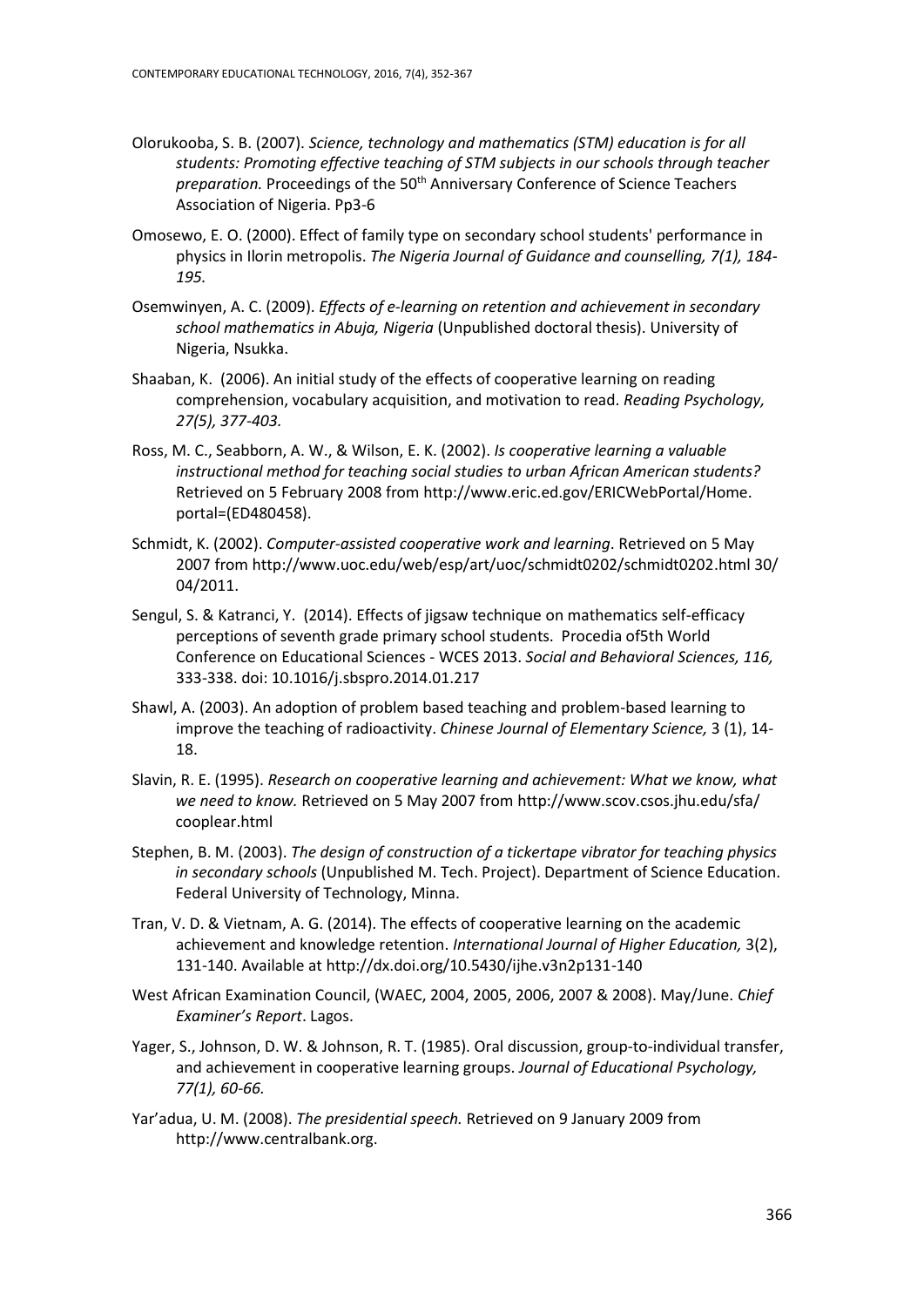Olorukooba, S. B. (2007). *Science, technology and mathematics (STM) education is for all students: Promoting effective teaching of STM subjects in our schools through teacher preparation.* Proceedings of the 50th Anniversary Conference of Science Teachers Association of Nigeria. Pp3-6

Omosewo, E. O. (2000). Effect of family type on secondary school students' performance in physics in Ilorin metropolis. *The Nigeria Journal of Guidance and counselling, 7(1), 184-195.*

Osemwinyen, A. C. (2009). *Effects of e-learning on retention and achievement in secondary school mathematics in Abuja, Nigeria* (Unpublished doctoral thesis). University of Nigeria, Nsukka.

Shaaban, K. (2006). An initial study of the effects of cooperative learning on reading comprehension, vocabulary acquisition, and motivation to read. *Reading Psychology, 27(5), 377-403.*

Ross, M. C., Seabborn, A. W., & Wilson, E. K. (2002). *Is cooperative learning a valuable instructional method for teaching social studies to urban African American students?* Retrieved on 5 February 2008 from http://www.eric.ed.gov/ERICWebPortal/Home.portal=(ED480458).

Schmidt, K. (2002). *Computer-assisted cooperative work and learning*. Retrieved on 5 May 2007 from http://www.uoc.edu/web/esp/art/uoc/schmidt0202/schmidt0202.html 30/04/2011.

Sengul, S. & Katranci, Y. (2014). Effects of jigsaw technique on mathematics self-efficacy perceptions of seventh grade primary school students. Procedia of5th World Conference on Educational Sciences - WCES 2013. *Social and Behavioral Sciences, 116,* 333-338. doi: 10.1016/j.sbspro.2014.01.217

Shawl, A. (2003). An adoption of problem based teaching and problem-based learning to improve the teaching of radioactivity. *Chinese Journal of Elementary Science,* 3 (1), 14-18.

Slavin, R. E. (1995). *Research on cooperative learning and achievement: What we know, what we need to know.* Retrieved on 5 May 2007 from http://www.scov.csos.jhu.edu/sfa/cooplear.html

Stephen, B. M. (2003). *The design of construction of a tickertape vibrator for teaching physics in secondary schools* (Unpublished M. Tech. Project). Department of Science Education. Federal University of Technology, Minna.

Tran, V. D. & Vietnam, A. G. (2014). The effects of cooperative learning on the academic achievement and knowledge retention. *International Journal of Higher Education,* 3(2), 131-140. Available at http://dx.doi.org/10.5430/ijhe.v3n2p131-140

West African Examination Council, (WAEC, 2004, 2005, 2006, 2007 & 2008). May/June. *Chief Examiner's Report*. Lagos.

Yager, S., Johnson, D. W. & Johnson, R. T. (1985). Oral discussion, group-to-individual transfer, and achievement in cooperative learning groups. *Journal of Educational Psychology, 77(1), 60-66.*

Yar'adua, U. M. (2008). *The presidential speech.* Retrieved on 9 January 2009 from http://www.centralbank.org.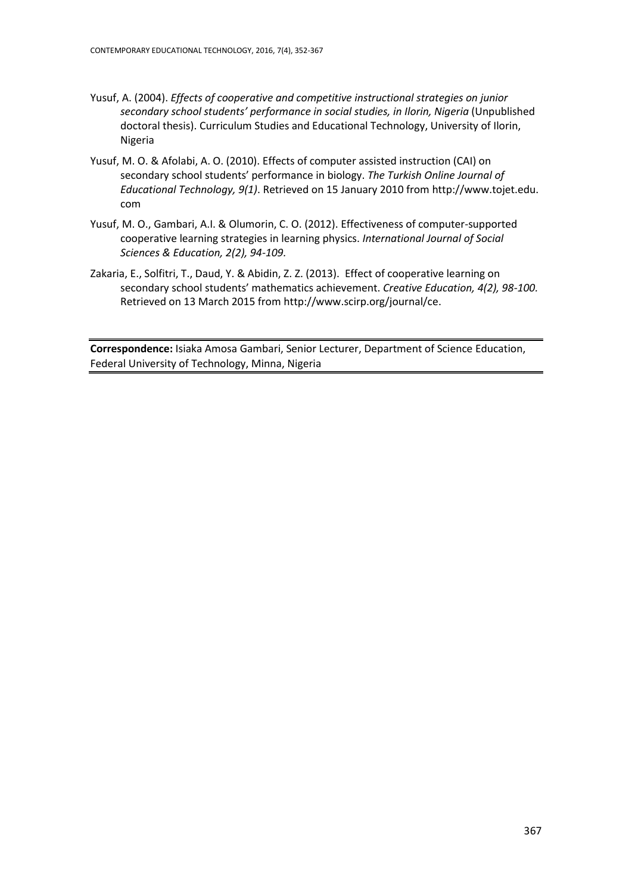Yusuf, A. (2004). *Effects of cooperative and competitive instructional strategies on junior secondary school students' performance in social studies, in Ilorin, Nigeria* (Unpublished doctoral thesis). Curriculum Studies and Educational Technology, University of Ilorin, Nigeria

Yusuf, M. O. & Afolabi, A. O. (2010). Effects of computer assisted instruction (CAI) on secondary school students' performance in biology. *The Turkish Online Journal of Educational Technology, 9(1)*. Retrieved on 15 January 2010 from http://www.tojet.edu.com

Yusuf, M. O., Gambari, A.I. & Olumorin, C. O. (2012). Effectiveness of computer-supported cooperative learning strategies in learning physics. *International Journal of Social Sciences & Education, 2(2), 94-109.*

Zakaria, E., Solfitri, T., Daud, Y. & Abidin, Z. Z. (2013). Effect of cooperative learning on secondary school students' mathematics achievement. *Creative Education, 4(2), 98-100.* Retrieved on 13 March 2015 from http://www.scirp.org/journal/ce.

---

**Correspondence:** Isiaka Amosa Gambari, Senior Lecturer, Department of Science Education, Federal University of Technology, Minna, Nigeria